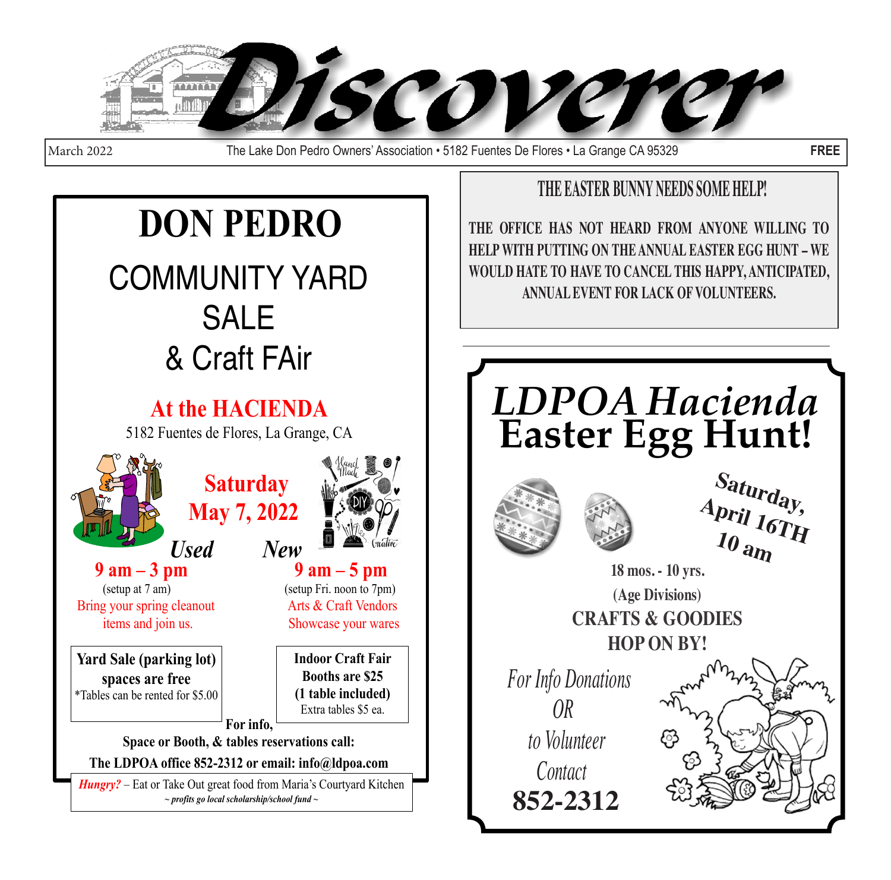# Discoverer

March 2022 — The Lake Don Pedro Owners' Association • 5182 Fuentes De Flores • La Grange CA 95329 — **FREE**

# DON PEDRO

## COMMUNITY YARD SALE & Craft FAir

### At the HACIENDA

5182 Fuentes de Flores, La Grange, CA

**Saturday May 7, 2022**

| *Used* | *New* |
|---|---|
| **9 am – 3 pm** | **9 am – 5 pm** |
| (setup at 7 am) | (setup Fri. noon to 7pm) |
| Bring your spring cleanout items and join us. | Arts & Craft Vendors Showcase your wares |

**Yard Sale (parking lot) spaces are free**
*Tables can be rented for $5.00

**Indoor Craft Fair Booths are $25 (1 table included)**
Extra tables $5 ea.

**For info, Space or Booth, & tables reservations call: The LDPOA office 852-2312 or email: info@ldpoa.com**

***Hungry?*** – Eat or Take Out great food from Maria's Courtyard Kitchen
***~ profits go local scholarship/school fund ~***

---

## THE EASTER BUNNY NEEDS SOME HELP!

**THE OFFICE HAS NOT HEARD FROM ANYONE WILLING TO HELP WITH PUTTING ON THE ANNUAL EASTER EGG HUNT – WE WOULD HATE TO HAVE TO CANCEL THIS HAPPY, ANTICIPATED, ANNUAL EVENT FOR LACK OF VOLUNTEERS.**

---

# *LDPOA Hacienda* Easter Egg Hunt!

**Saturday, April 16TH 10 am**

**18 mos. - 10 yrs.**
**(Age Divisions)**
**CRAFTS & GOODIES**
**HOP ON BY!**

*For Info Donations OR to Volunteer Contact*
**852-2312**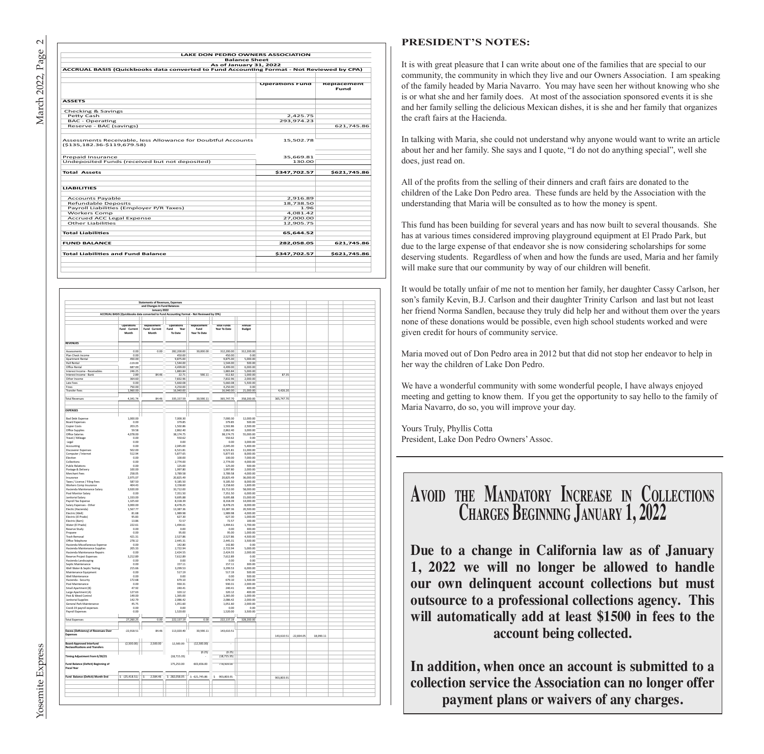| LAKE DON PEDRO OWNERS ASSOCIATION | | |
|---|---|---|
| Balance Sheet | | |
| As of January 31, 2022 | | |
| ACCRUAL BASIS (Quickbooks data converted to Fund Accounting Format - Not Reviewed by CPA) | | |
| | Operations Fund | Replacement Fund |
| **ASSETS** | | |
| Checking & Savings | | |
| Petty Cash | 2,425.75 | |
| BAC - Operating | 293,974.23 | |
| Reserve - BAC (savings) | | 621,745.86 |
| Assessments Receivable, less Allowance for Doubtful Accounts ($135,182.36-$119,679.58) | 15,502.78 | |
| Prepaid Insurance | 35,669.81 | |
| Undeposited Funds (received but not deposited) | 130.00 | |
| **Total Assets** | **$347,702.57** | **$621,745.86** |
| **LIABILITIES** | | |
| Accounts Payable | 2,916.89 | |
| Refundable Deposits | 18,738.50 | |
| Payroll Liabilities (Employer P/R Taxes) | 1.96 | |
| Workers Comp | 4,081.42 | |
| Accrued ACC Legal Expense | 27,000.00 | |
| Other Liabilities | 12,905.75 | |
| **Total Liabilities** | **65,644.52** | |
| **FUND BALANCE** | **282,058.05** | **621,745.86** |
| **Total Liabilities and Fund Balance** | **$347,702.57** | **$621,745.86** |

**Statements of Revenues, Expenses and Changes in Fund Balances**
**January 2022**
**ACCRUAL BASIS (Quickbooks data converted to Fund Accounting Format - Not Reviewed by CPA)**

| | Operations Fund Current Month | Replacement Fund Current Month | Operations Fund Year To Date | Replacement Fund Year To Date | Total Funds Year To Date | Annual Budget | | | |
|---|---|---|---|---|---|---|---|---|---|
| **REVENUES** | | | | | | | | | |
| Assessments | 0.00 | 0.00 | 282,200.00 | 30,000.00 | 312,200.00 | 312,200.00 | | | |
| Plan Check Income | 0.00 | | 450.00 | | 450.00 | 0.00 | | | |
| Apartment Rental | 450.00 | | 9,875.00 | | 9,875.00 | 5,000.00 | | | |
| Hall Rental | -119.00 | | 1,544.00 | | 1,544.00 | 500.00 | | | |
| Office Rental | 687.00 | | 4,499.00 | | 4,499.00 | 6,000.00 | | | |
| Interest Income - Receivables | 246.25 | | 1,883.84 | | 1,883.84 | 5,000.00 | | | |
| Interest Income - Bank | 2.89 | 84.46 | 22.71 | 590.11 | 612.82 | 1,000.00 | 87.35 | | |
| Other Income | 364.60 | | 7,832.96 | | 7,832.96 | 2,000.00 | | | |
| Late Fees | 0.00 | | 5,660.08 | | 5,660.08 | 5,500.00 | | | |
| Fines | 750.00 | | 4,250.00 | | 4,250.00 | 0.00 | | | |
| Transfer Fees | 1,960.00 | | 16,940.00 | | 16,940.00 | 21,000.00 | 4,426.20 | | |
| Total Revenues | 4,341.74 | 84.46 | 335,157.59 | 30,590.11 | 365,747.70 | 358,200.00 | 365,747.70 | | |
| **EXPENSES** | | | | | | | | | |
| Bad Debt Expense | 1,000.00 | | 7,000.30 | | 7,000.30 | 12,000.00 | | | |
| Board Expenses | 0.00 | | 379.85 | | 379.85 | 500.00 | | | |
| Copier Costs | 203.25 | | 1,502.86 | | 1,502.86 | 2,500.00 | | | |
| Office Supplies | 59.58 | | 2,862.40 | | 2,862.40 | 3,000.00 | | | |
| Office Salaries | 4,078.00 | | 38,174.75 | | 38,174.75 | 55,000.00 | | | |
| Travel / Mileage | 0.00 | | 550.62 | | 550.62 | 0.00 | | | |
| Legal | 0.00 | | 0.00 | | 0.00 | 3,000.00 | | | |
| Accounting | 0.00 | | 2,045.00 | | 2,045.00 | 5,400.00 | | | |
| Discoverer Expenses | 502.00 | | 6,521.81 | | 6,521.81 | 11,000.00 | | | |
| Computer / Internet | 512.94 | | 5,877.65 | | 5,877.65 | 8,000.00 | | | |
| Election | 0.00 | | 100.00 | | 100.00 | 7,000.00 | | | |
| Collections | 0.00 | | 2,774.00 | | 2,774.00 | 4,000.00 | | | |
| Public Relations | 0.00 | | 125.00 | | 125.00 | 500.00 | | | |
| Postage & Delivery | 100.00 | | 1,997.80 | | 1,997.80 | 2,000.00 | | | |
| Merchant Fees | 258.05 | | 3,789.58 | | 3,789.58 | 4,000.00 | | | |
| Insurance | 2,975.07 | | 20,825.49 | | 20,825.49 | 36,000.00 | | | |
| Taxes / License / Filing Fees | 587.50 | | 9,185.50 | | 9,185.50 | 8,000.00 | | | |
| Workers Comp Insurance | 404.43 | | 3,158.60 | | 3,158.60 | 1,600.00 | | | |
| Hacienda Maintenance Salary | 3,920.00 | | 33,712.00 | | 33,712.00 | 58,000.00 | | | |
| Pool Monitor Salary | 0.00 | | 7,351.50 | | 7,351.50 | 6,000.00 | | | |
| Janitorial Salary | 1,333.00 | | 9,695.88 | | 9,695.88 | 15,000.00 | | | |
| Payroll Tax Expense | 1,325.60 | | 8,318.39 | | 8,318.39 | 14,000.00 | | | |
| Salary Expenses - Other | 3,000.00 | | 8,478.25 | | 8,478.25 | 8,000.00 | | | |
| Electric (Hacienda) | 1,567.77 | | 13,387.36 | | 13,387.36 | 20,500.00 | | | |
| Electric (Well) | 81.68 | | 1,989.98 | | 1,989.98 | 4,000.00 | | | |
| Electric (El Prado) | 95.83 | | 627.30 | | 627.30 | 1,000.00 | | | |
| Electric (Barn) | 13.86 | | 72.57 | | 72.57 | 100.00 | | | |
| Water (El Prado) | 222.61 | | 1,494.61 | | 1,494.61 | 1,700.00 | | | |
| Reserve Study | 0.00 | | 0.00 | | 0.00 | 300.00 | | | |
| Propane | 0.00 | | 95.00 | | 95.00 | 1,000.00 | | | |
| Trash Removal | 421.31 | | 2,527.86 | | 2,527.86 | 4,500.00 | | | |
| Office Telephone | 278.12 | | 2,445.31 | | 2,445.31 | 3,500.00 | | | |
| Hacienda Miscellaneous Expense | 0.00 | | 142.80 | | 142.80 | 0.00 | | | |
| Hacienda Maintenance Supplies | 205.33 | | 2,722.94 | | 2,722.94 | 5,000.00 | | | |
| Hacienda Maintenance Repairs | 0.00 | | 2,424.55 | | 2,424.55 | 2,000.00 | | | |
| Reserve Project Expenses | 3,212.89 | | 7,612.89 | | 7,612.89 | 0.00 | | | |
| Hacienda Landscaping | 0.00 | | 0.00 | | 0.00 | 0.00 | | | |
| Septic Maintenance | 0.00 | | 157.11 | | 157.11 | 300.00 | | | |
| Well Water & Septic Testing | 215.66 | | 3,299.53 | | 3,299.53 | 6,000.00 | | | |
| Maintenance Equipment | 0.00 | | 517.19 | | 517.19 | 500.00 | | | |
| Well Maintenance | 0.00 | | 0.00 | | 0.00 | 500.00 | | | |
| Hacienda - Security | 172.68 | | 679.10 | | 679.10 | 1,500.00 | | | |
| Pool Maintenance | 0.00 | | 930.31 | | 930.31 | 2,000.00 | | | |
| Small Apartment (B) | 47.92 | | 240.41 | | 240.41 | 400.00 | | | |
| Large Apartment (A) | 127.63 | | 320.12 | | 320.12 | 400.00 | | | |
| Pest & Weed Control | 149.00 | | 1,365.00 | | 1,365.00 | 1,000.00 | | | |
| Janitorial Supplies | 142.79 | | 2,086.42 | | 2,086.42 | 2,000.00 | | | |
| General Park Maintenance | 45.75 | | 1,051.60 | | 1,051.60 | 2,000.00 | | | |
| Covid-19 payroll expenses | 0.00 | | 0.00 | | 0.00 | 0.00 | | | |
| Payroll Expenses | 0.00 | | 1,520.00 | | 1,520.00 | 3,500.00 | | | |
| Total Expenses | 27,260.25 | 0.00 | 222,137.19 | 0.00 | 222,137.19 | 328,200.00 | | | |
| Excess (Deficiency) of Revenues Over Expenses | -22,918.51 | 84.46 | 113,020.40 | 30,590.11 | 143,610.51 | | 143,610.51 | -22,834.05 | 18,090.11 |
| Board-Approved Interfund Reclassifications and Transfers | (2,500.00) | 2,500.00 | 12,500.00 | (12,500.00) | - | | | | |
| | | | | (0.25) | (0.25) | | | | |
| Timing Adjustment from 6/30/21 | | | (18,715.35) | - | (18,715.35) | | | | |
| Fund Balance (Deficit) Beginning of Fiscal Year | | | 175,253.00 | 603,656.00 | 778,909.00 | | | | |
| Fund Balance (Deficit) Month End | $ (25,418.51) | $ 2,584.46 | $ 282,058.05 | $ 621,745.86 | $ 903,803.91 | | 903,803.91 | | |

## PRESIDENT'S NOTES:

It is with great pleasure that I can write about one of the families that are special to our community, the community in which they live and our Owners Association. I am speaking of the family headed by Maria Navarro. You may have seen her without knowing who she is or what she and her family does. At most of the association sponsored events it is she and her family selling the delicious Mexican dishes, it is she and her family that organizes the craft fairs at the Hacienda.

In talking with Maria, she could not understand why anyone would want to write an article about her and her family. She says and I quote, "I do not do anything special", well she does, just read on.

All of the profits from the selling of their dinners and craft fairs are donated to the children of the Lake Don Pedro area. These funds are held by the Association with the understanding that Maria will be consulted as to how the money is spent.

This fund has been building for several years and has now built to several thousands. She has at various times considered improving playground equipment at El Prado Park, but due to the large expense of that endeavor she is now considering scholarships for some deserving students. Regardless of when and how the funds are used, Maria and her family will make sure that our community by way of our children will benefit.

It would be totally unfair of me not to mention her family, her daughter Cassy Carlson, her son's family Kevin, B.J. Carlson and their daughter Trinity Carlson and last but not least her friend Norma Sandlen, because they truly did help her and without them over the years none of these donations would be possible, even high school students worked and were given credit for hours of community service.

Maria moved out of Don Pedro area in 2012 but that did not stop her endeavor to help in her way the children of Lake Don Pedro.

We have a wonderful community with some wonderful people, I have always enjoyed meeting and getting to know them. If you get the opportunity to say hello to the family of Maria Navarro, do so, you will improve your day.

Yours Truly, Phyllis Cotta
President, Lake Don Pedro Owners' Assoc.

## AVOID THE MANDATORY INCREASE IN COLLECTIONS CHARGES BEGINNING JANUARY 1, 2022

**Due to a change in California law as of January 1, 2022 we will no longer be allowed to handle our own delinquent account collections but must outsource to a professional collections agency. This will automatically add at least $1500 in fees to the account being collected.**

**In addition, when once an account is submitted to a collection service the Association can no longer offer payment plans or waivers of any charges.**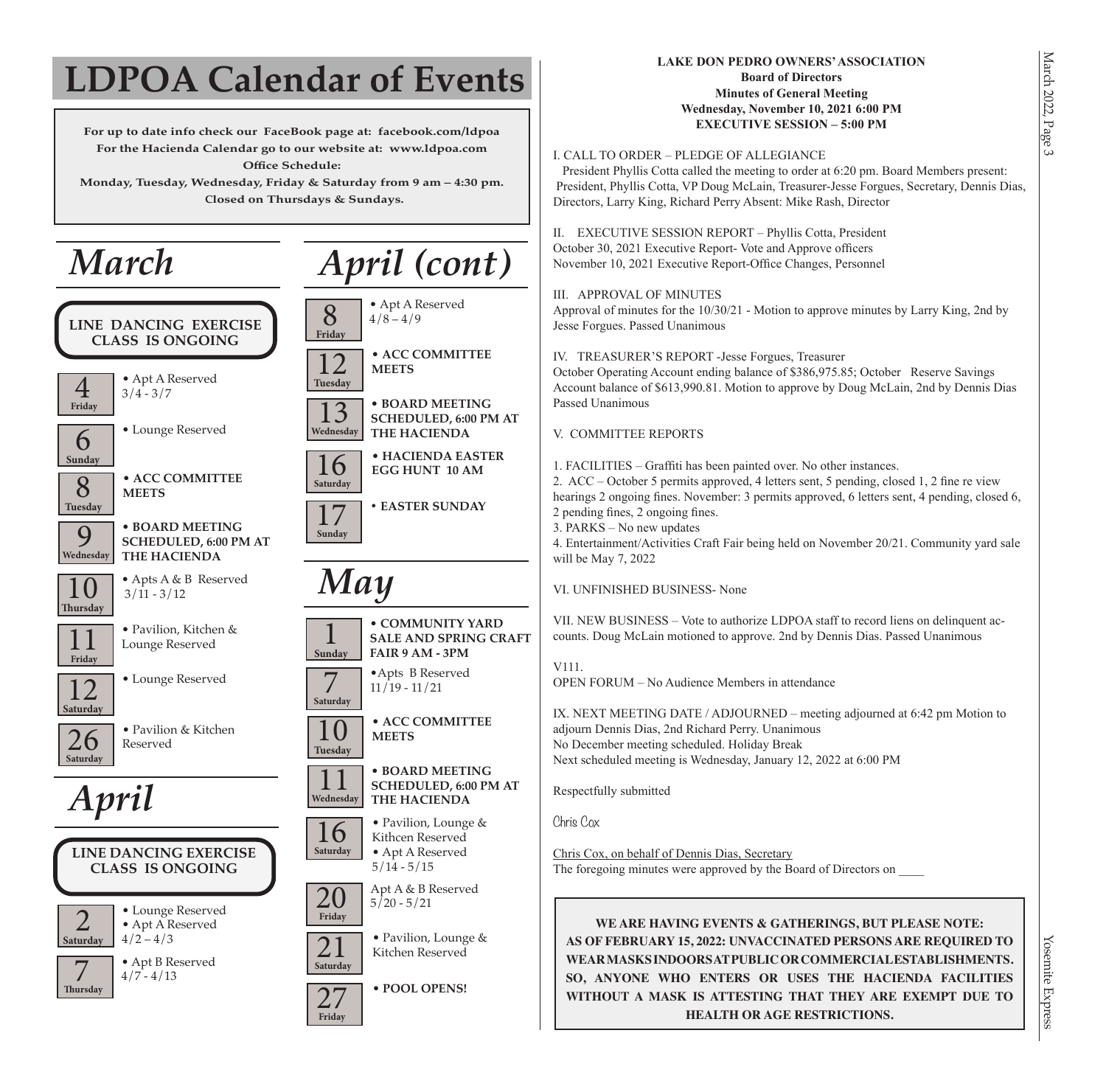# LDPOA Calendar of Events

**For up to date info check our FaceBook page at: facebook.com/ldpoa**
**For the Hacienda Calendar go to our website at: www.ldpoa.com**
**Office Schedule:**
**Monday, Tuesday, Wednesday, Friday & Saturday from 9 am – 4:30 pm.**
**Closed on Thursdays & Sundays.**

## *March*

**LINE DANCING EXERCISE CLASS IS ONGOING**

- **4 Friday** — • Apt A Reserved 3/4 - 3/7
- **6 Sunday** — • Lounge Reserved
- **8 Tuesday** — • **ACC COMMITTEE MEETS**
- **9 Wednesday** — • **BOARD MEETING SCHEDULED, 6:00 PM AT THE HACIENDA**
- **10 Thursday** — • Apts A & B Reserved 3/11 - 3/12
- **11 Friday** — • Pavilion, Kitchen & Lounge Reserved
- **12 Saturday** — • Lounge Reserved
- **26 Saturday** — • Pavilion & Kitchen Reserved

## *April*

**LINE DANCING EXERCISE CLASS IS ONGOING**

- **2 Saturday** — • Lounge Reserved • Apt A Reserved 4/2 – 4/3
- **7 Thursday** — • Apt B Reserved 4/7 - 4/13

## *April (cont)*

- **8 Friday** — • Apt A Reserved 4/8 – 4/9
- **12 Tuesday** — • **ACC COMMITTEE MEETS**
- **13 Wednesday** — • **BOARD MEETING SCHEDULED, 6:00 PM AT THE HACIENDA**
- **16 Saturday** — • **HACIENDA EASTER EGG HUNT 10 AM**
- **17 Sunday** — • **EASTER SUNDAY**

## *May*

- **1 Sunday** — • **COMMUNITY YARD SALE AND SPRING CRAFT FAIR 9 AM - 3PM**
- **7 Saturday** — •Apts B Reserved 11/19 - 11/21
- **10 Tuesday** — • **ACC COMMITTEE MEETS**
- **11 Wednesday** — • **BOARD MEETING SCHEDULED, 6:00 PM AT THE HACIENDA**
- **16 Saturday** — • Pavilion, Lounge & Kithcen Reserved • Apt A Reserved 5/14 - 5/15
- **20 Friday** — Apt A & B Reserved 5/20 - 5/21
- **21 Saturday** — • Pavilion, Lounge & Kitchen Reserved
- **27 Friday** — • **POOL OPENS!**

**LAKE DON PEDRO OWNERS' ASSOCIATION**
**Board of Directors**
**Minutes of General Meeting**
**Wednesday, November 10, 2021 6:00 PM**
**EXECUTIVE SESSION – 5:00 PM**

I. CALL TO ORDER – PLEDGE OF ALLEGIANCE
President Phyllis Cotta called the meeting to order at 6:20 pm. Board Members present: President, Phyllis Cotta, VP Doug McLain, Treasurer-Jesse Forgues, Secretary, Dennis Dias, Directors, Larry King, Richard Perry Absent: Mike Rash, Director

II. EXECUTIVE SESSION REPORT – Phyllis Cotta, President
October 30, 2021 Executive Report- Vote and Approve officers
November 10, 2021 Executive Report-Office Changes, Personnel

III. APPROVAL OF MINUTES
Approval of minutes for the 10/30/21 - Motion to approve minutes by Larry King, 2nd by Jesse Forgues. Passed Unanimous

IV. TREASURER'S REPORT -Jesse Forgues, Treasurer
October Operating Account ending balance of $386,975.85; October Reserve Savings Account balance of $613,990.81. Motion to approve by Doug McLain, 2nd by Dennis Dias Passed Unanimous

V. COMMITTEE REPORTS

1. FACILITIES – Graffiti has been painted over. No other instances.
2. ACC – October 5 permits approved, 4 letters sent, 5 pending, closed 1, 2 fine re view hearings 2 ongoing fines. November: 3 permits approved, 6 letters sent, 4 pending, closed 6, 2 pending fines, 2 ongoing fines.
3. PARKS – No new updates
4. Entertainment/Activities Craft Fair being held on November 20/21. Community yard sale will be May 7, 2022

VI. UNFINISHED BUSINESS- None

VII. NEW BUSINESS – Vote to authorize LDPOA staff to record liens on delinquent accounts. Doug McLain motioned to approve. 2nd by Dennis Dias. Passed Unanimous

V111.
OPEN FORUM – No Audience Members in attendance

IX. NEXT MEETING DATE / ADJOURNED – meeting adjourned at 6:42 pm Motion to adjourn Dennis Dias, 2nd Richard Perry. Unanimous
No December meeting scheduled. Holiday Break
Next scheduled meeting is Wednesday, January 12, 2022 at 6:00 PM

Respectfully submitted

Chris Cox

Chris Cox, on behalf of Dennis Dias, Secretary
The foregoing minutes were approved by the Board of Directors on ____

**WE ARE HAVING EVENTS & GATHERINGS, BUT PLEASE NOTE: AS OF FEBRUARY 15, 2022: UNVACCINATED PERSONS ARE REQUIRED TO WEAR MASKS INDOORS AT PUBLIC OR COMMERCIAL ESTABLISHMENTS. SO, ANYONE WHO ENTERS OR USES THE HACIENDA FACILITIES WITHOUT A MASK IS ATTESTING THAT THEY ARE EXEMPT DUE TO HEALTH OR AGE RESTRICTIONS.**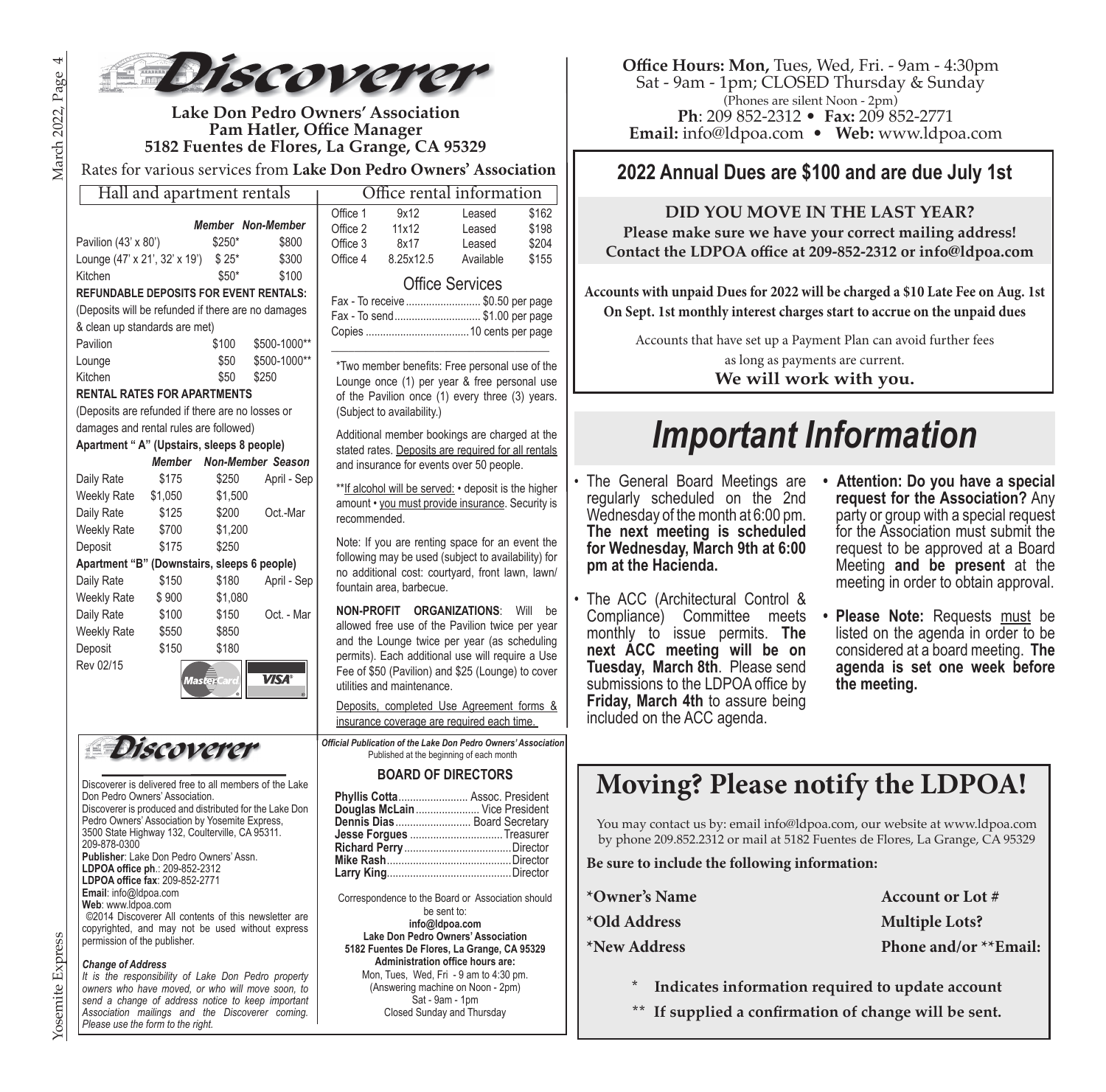# Discoverer

**Lake Don Pedro Owners' Association**
**Pam Hatler, Office Manager**
**5182 Fuentes de Flores, La Grange, CA 95329**

Rates for various services from **Lake Don Pedro Owners' Association**

## Hall and apartment rentals

| | Member | Non-Member |
|---|---|---|
| Pavilion (43' x 80') | $250* | $800 |
| Lounge (47' x 21', 32' x 19') | $ 25* | $300 |
| Kitchen | $50* | $100 |

**REFUNDABLE DEPOSITS FOR EVENT RENTALS:**
(Deposits will be refunded if there are no damages & clean up standards are met)

| | | |
|---|---|---|
| Pavilion | $100 | $500-1000** |
| Lounge | $50 | $500-1000** |
| Kitchen | $50 | $250 |

**RENTAL RATES FOR APARTMENTS**
(Deposits are refunded if there are no losses or damages and rental rules are followed)

**Apartment " A" (Upstairs, sleeps 8 people)**

| | Member | Non-Member | Season |
|---|---|---|---|
| Daily Rate | $175 | $250 | April - Sep |
| Weekly Rate | $1,050 | $1,500 | |
| Daily Rate | $125 | $200 | Oct.-Mar |
| Weekly Rate | $700 | $1,200 | |
| Deposit | $175 | $250 | |

**Apartment "B" (Downstairs, sleeps 6 people)**

| | | | |
|---|---|---|---|
| Daily Rate | $150 | $180 | April - Sep |
| Weekly Rate | $ 900 | $1,080 | |
| Daily Rate | $100 | $150 | Oct. - Mar |
| Weekly Rate | $550 | $850 | |
| Deposit | $150 | $180 | |

Rev 02/15

## Office rental information

| | | | |
|---|---|---|---|
| Office 1 | 9x12 | Leased | $162 |
| Office 2 | 11x12 | Leased | $198 |
| Office 3 | 8x17 | Leased | $204 |
| Office 4 | 8.25x12.5 | Available | $155 |

### Office Services

Fax - To receive .......................... $0.50 per page
Fax - To send.............................. $1.00 per page
Copies .................................... 10 cents per page

*Two member benefits: Free personal use of the Lounge once (1) per year & free personal use of the Pavilion once (1) every three (3) years. (Subject to availability.)

Additional member bookings are charged at the stated rates. Deposits are required for all rentals and insurance for events over 50 people.

**If alcohol will be served: • deposit is the higher amount • you must provide insurance. Security is recommended.

Note: If you are renting space for an event the following may be used (subject to availability) for no additional cost: courtyard, front lawn, lawn/fountain area, barbecue.

**NON-PROFIT ORGANIZATIONS**: Will be allowed free use of the Pavilion twice per year and the Lounge twice per year (as scheduling permits). Each additional use will require a Use Fee of $50 (Pavilion) and $25 (Lounge) to cover utilities and maintenance.

Deposits, completed Use Agreement forms & insurance coverage are required each time.

## Discoverer

Discoverer is delivered free to all members of the Lake Don Pedro Owners' Association.
Discoverer is produced and distributed for the Lake Don Pedro Owners' Association by Yosemite Express, 3500 State Highway 132, Coulterville, CA 95311. 209-878-0300
**Publisher**: Lake Don Pedro Owners' Assn.
**LDPOA office ph**.: 209-852-2312
**LDPOA office fax**: 209-852-2771
**Email**: info@ldpoa.com
**Web**: www.ldpoa.com
©2014 Discoverer All contents of this newsletter are copyrighted, and may not be used without express permission of the publisher.

***Change of Address***
*It is the responsibility of Lake Don Pedro property owners who have moved, or who will move soon, to send a change of address notice to keep important Association mailings and the Discoverer coming. Please use the form to the right.*

***Official Publication of the Lake Don Pedro Owners' Association***
Published at the beginning of each month

### BOARD OF DIRECTORS

**Phyllis Cotta**........................ Assoc. President
**Douglas McLain**...................... Vice President
**Dennis Dias**.......................... Board Secretary
**Jesse Forgues** ............................... Treasurer
**Richard Perry**.................................... Director
**Mike Rash**.......................................... Director
**Larry King**.......................................... Director

Correspondence to the Board or Association should be sent to:
**info@ldpoa.com**
**Lake Don Pedro Owners' Association**
**5182 Fuentes De Flores, La Grange, CA 95329**
**Administration office hours are:**
Mon, Tues, Wed, Fri - 9 am to 4:30 pm.
(Answering machine on Noon - 2pm)
Sat - 9am - 1pm
Closed Sunday and Thursday

**Office Hours: Mon,** Tues, Wed, Fri. - 9am - 4:30pm
Sat - 9am - 1pm; CLOSED Thursday & Sunday
(Phones are silent Noon - 2pm)
**Ph**: 209 852-2312 • **Fax:** 209 852-2771
**Email:** info@ldpoa.com • **Web:** www.ldpoa.com

## 2022 Annual Dues are $100 and are due July 1st

**DID YOU MOVE IN THE LAST YEAR?**
**Please make sure we have your correct mailing address!**
**Contact the LDPOA office at 209-852-2312 or info@ldpoa.com**

**Accounts with unpaid Dues for 2022 will be charged a $10 Late Fee on Aug. 1st**
**On Sept. 1st monthly interest charges start to accrue on the unpaid dues**

Accounts that have set up a Payment Plan can avoid further fees as long as payments are current.
**We will work with you.**

# Important Information

- The General Board Meetings are regularly scheduled on the 2nd Wednesday of the month at 6:00 pm. **The next meeting is scheduled for Wednesday, March 9th at 6:00 pm at the Hacienda.**
- The ACC (Architectural Control & Compliance) Committee meets monthly to issue permits. **The next ACC meeting will be on Tuesday, March 8th**. Please send submissions to the LDPOA office by **Friday, March 4th** to assure being included on the ACC agenda.
- **Attention: Do you have a special request for the Association?** Any party or group with a special request for the Association must submit the request to be approved at a Board Meeting **and be present** at the meeting in order to obtain approval.
- **Please Note:** Requests must be listed on the agenda in order to be considered at a board meeting. **The agenda is set one week before the meeting.**

## Moving? Please notify the LDPOA!

You may contact us by: email info@ldpoa.com, our website at www.ldpoa.com by phone 209.852.2312 or mail at 5182 Fuentes de Flores, La Grange, CA 95329

**Be sure to include the following information:**

| | |
|---|---|
| **\*Owner's Name** | **Account or Lot #** |
| **\*Old Address** | **Multiple Lots?** |
| **\*New Address** | **Phone and/or \*\*Email:** |

\* **Indicates information required to update account**
\*\* **If supplied a confirmation of change will be sent.**